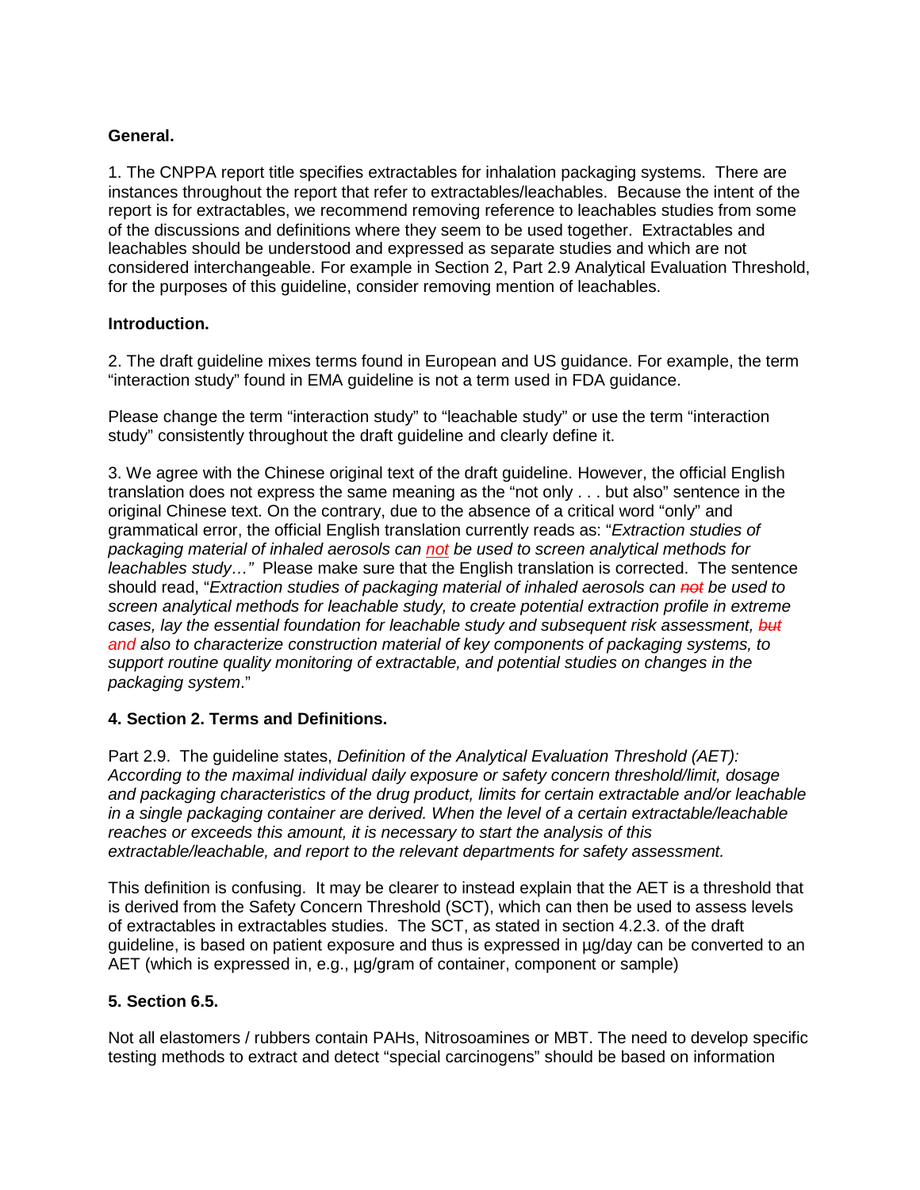**General.**

1. The CNPPA report title specifies extractables for inhalation packaging systems. There are instances throughout the report that refer to extractables/leachables. Because the intent of the report is for extractables, we recommend removing reference to leachables studies from some of the discussions and definitions where they seem to be used together. Extractables and leachables should be understood and expressed as separate studies and which are not considered interchangeable. For example in Section 2, Part 2.9 Analytical Evaluation Threshold, for the purposes of this guideline, consider removing mention of leachables.

**Introduction.**

2. The draft guideline mixes terms found in European and US guidance. For example, the term "interaction study" found in EMA guideline is not a term used in FDA guidance.

Please change the term "interaction study" to "leachable study" or use the term "interaction study" consistently throughout the draft guideline and clearly define it.

3. We agree with the Chinese original text of the draft guideline. However, the official English translation does not express the same meaning as the "not only . . . but also" sentence in the original Chinese text. On the contrary, due to the absence of a critical word "only" and grammatical error, the official English translation currently reads as: "*Extraction studies of packaging material of inhaled aerosols can not be used to screen analytical methods for leachables study…"* Please make sure that the English translation is corrected. The sentence should read, "*Extraction studies of packaging material of inhaled aerosols can ~~not~~ be used to screen analytical methods for leachable study, to create potential extraction profile in extreme cases, lay the essential foundation for leachable study and subsequent risk assessment, ~~but~~ and also to characterize construction material of key components of packaging systems, to support routine quality monitoring of extractable, and potential studies on changes in the packaging system*."

**4. Section 2. Terms and Definitions.**

Part 2.9. The guideline states, *Definition of the Analytical Evaluation Threshold (AET): According to the maximal individual daily exposure or safety concern threshold/limit, dosage and packaging characteristics of the drug product, limits for certain extractable and/or leachable in a single packaging container are derived. When the level of a certain extractable/leachable reaches or exceeds this amount, it is necessary to start the analysis of this extractable/leachable, and report to the relevant departments for safety assessment.*

This definition is confusing. It may be clearer to instead explain that the AET is a threshold that is derived from the Safety Concern Threshold (SCT), which can then be used to assess levels of extractables in extractables studies. The SCT, as stated in section 4.2.3. of the draft guideline, is based on patient exposure and thus is expressed in µg/day can be converted to an AET (which is expressed in, e.g., µg/gram of container, component or sample)

**5. Section 6.5.**

Not all elastomers / rubbers contain PAHs, Nitrosoamines or MBT. The need to develop specific testing methods to extract and detect "special carcinogens" should be based on information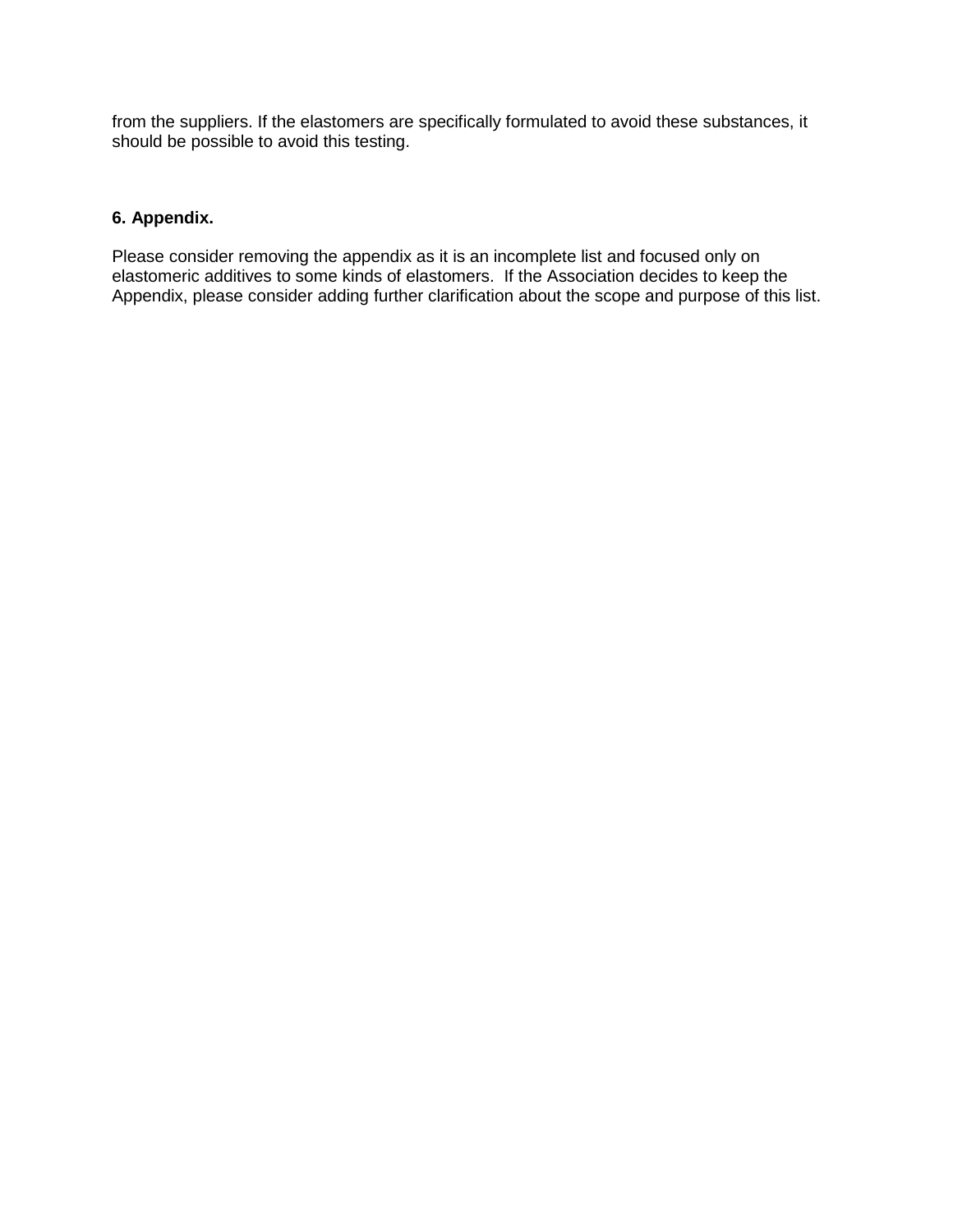from the suppliers. If the elastomers are specifically formulated to avoid these substances, it should be possible to avoid this testing.

**6. Appendix.**

Please consider removing the appendix as it is an incomplete list and focused only on elastomeric additives to some kinds of elastomers. If the Association decides to keep the Appendix, please consider adding further clarification about the scope and purpose of this list.